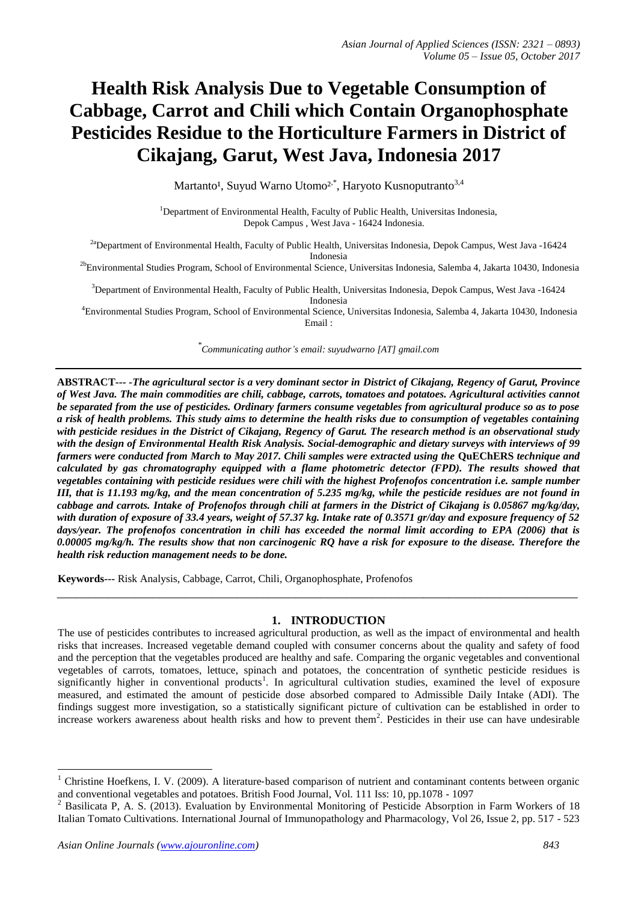# Health Risk Analysis Due to Vegetable Consumption of Cabbage, Carrot and Chili which Contain Organophosphate Pesticides Residue to the Horticulture Farmers in District of Cikajang, Garut, West Java, Indonesia 2017

Martanto[1], Suyud Warno Utomo[2,*], Haryoto Kusnoputranto[3,4]

[1]Department of Environmental Health, Faculty of Public Health, Universitas Indonesia, Depok Campus , West Java - 16424 Indonesia.

[2a]Department of Environmental Health, Faculty of Public Health, Universitas Indonesia, Depok Campus, West Java -16424 Indonesia

[2b]Environmental Studies Program, School of Environmental Science, Universitas Indonesia, Salemba 4, Jakarta 10430, Indonesia

[3]Department of Environmental Health, Faculty of Public Health, Universitas Indonesia, Depok Campus, West Java -16424 Indonesia

[4]Environmental Studies Program, School of Environmental Science, Universitas Indonesia, Salemba 4, Jakarta 10430, Indonesia

Email :

[*]*Communicating author's email: suyudwarno [AT] gmail.com*

---

**ABSTRACT--- -*The agricultural sector is a very dominant sector in District of Cikajang, Regency of Garut, Province of West Java. The main commodities are chili, cabbage, carrots, tomatoes and potatoes. Agricultural activities cannot be separated from the use of pesticides. Ordinary farmers consume vegetables from agricultural produce so as to pose a risk of health problems. This study aims to determine the health risks due to consumption of vegetables containing with pesticide residues in the District of Cikajang, Regency of Garut. The research method is an observational study with the design of Environmental Health Risk Analysis. Social-demographic and dietary surveys with interviews of 99 farmers were conducted from March to May 2017. Chili samples were extracted using the* QuEChERS *technique and calculated by gas chromatography equipped with a flame photometric detector (FPD). The results showed that vegetables containing with pesticide residues were chili with the highest Profenofos concentration i.e. sample number III, that is 11.193 mg/kg, and the mean concentration of 5.235 mg/kg, while the pesticide residues are not found in cabbage and carrots. Intake of Profenofos through chili at farmers in the District of Cikajang is 0.05867 mg/kg/day, with duration of exposure of 33.4 years, weight of 57.37 kg. Intake rate of 0.3571 gr/day and exposure frequency of 52 days/year. The profenofos concentration in chili has exceeded the normal limit according to EPA (2006) that is 0.00005 mg/kg/h. The results show that non carcinogenic RQ have a risk for exposure to the disease. Therefore the health risk reduction management needs to be done.***

**Keywords**--- Risk Analysis, Cabbage, Carrot, Chili, Organophosphate, Profenofos

---

## 1. INTRODUCTION

The use of pesticides contributes to increased agricultural production, as well as the impact of environmental and health risks that increases. Increased vegetable demand coupled with consumer concerns about the quality and safety of food and the perception that the vegetables produced are healthy and safe. Comparing the organic vegetables and conventional vegetables of carrots, tomatoes, lettuce, spinach and potatoes, the concentration of synthetic pesticide residues is significantly higher in conventional products[1]. In agricultural cultivation studies, examined the level of exposure measured, and estimated the amount of pesticide dose absorbed compared to Admissible Daily Intake (ADI). The findings suggest more investigation, so a statistically significant picture of cultivation can be established in order to increase workers awareness about health risks and how to prevent them[2]. Pesticides in their use can have undesirable

---

[1] Christine Hoefkens, I. V. (2009). A literature‐based comparison of nutrient and contaminant contents between organic and conventional vegetables and potatoes. British Food Journal, Vol. 111 Iss: 10, pp.1078 - 1097

[2] Basilicata P, A. S. (2013). Evaluation by Environmental Monitoring of Pesticide Absorption in Farm Workers of 18 Italian Tomato Cultivations. International Journal of Immunopathology and Pharmacology, Vol 26, Issue 2, pp. 517 - 523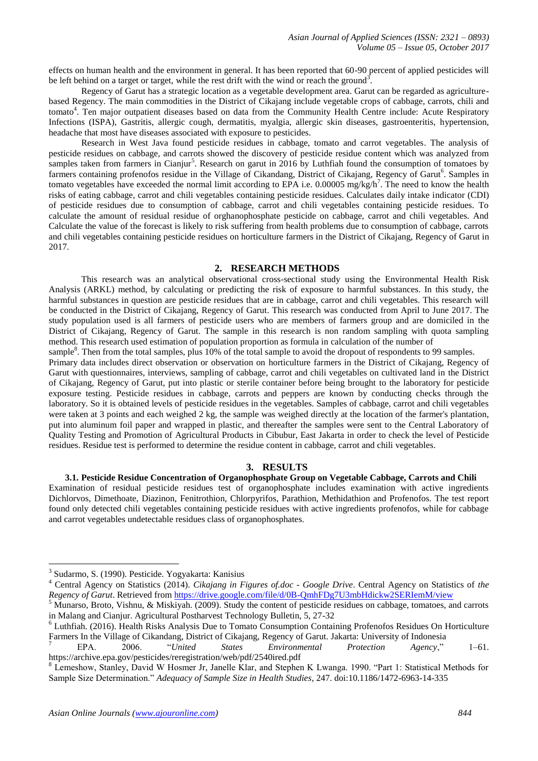effects on human health and the environment in general. It has been reported that 60-90 percent of applied pesticides will be left behind on a target or target, while the rest drift with the wind or reach the ground[3].

Regency of Garut has a strategic location as a vegetable development area. Garut can be regarded as agriculture-based Regency. The main commodities in the District of Cikajang include vegetable crops of cabbage, carrots, chili and tomato[4]. Ten major outpatient diseases based on data from the Community Health Centre include: Acute Respiratory Infections (ISPA), Gastritis, allergic cough, dermatitis, myalgia, allergic skin diseases, gastroenteritis, hypertension, headache that most have diseases associated with exposure to pesticides.

Research in West Java found pesticide residues in cabbage, tomato and carrot vegetables. The analysis of pesticide residues on cabbage, and carrots showed the discovery of pesticide residue content which was analyzed from samples taken from farmers in Cianjur[5]. Research on garut in 2016 by Luthfiah found the consumption of tomatoes by farmers containing profenofos residue in the Village of Cikandang, District of Cikajang, Regency of Garut[6]. Samples in tomato vegetables have exceeded the normal limit according to EPA i.e. 0.00005 mg/kg/h[7]. The need to know the health risks of eating cabbage, carrot and chili vegetables containing pesticide residues. Calculates daily intake indicator (CDI) of pesticide residues due to consumption of cabbage, carrot and chili vegetables containing pesticide residues. To calculate the amount of residual residue of orghanophosphate pesticide on cabbage, carrot and chili vegetables. And Calculate the value of the forecast is likely to risk suffering from health problems due to consumption of cabbage, carrots and chili vegetables containing pesticide residues on horticulture farmers in the District of Cikajang, Regency of Garut in 2017.

## 2. RESEARCH METHODS

This research was an analytical observational cross-sectional study using the Environmental Health Risk Analysis (ARKL) method, by calculating or predicting the risk of exposure to harmful substances. In this study, the harmful substances in question are pesticide residues that are in cabbage, carrot and chili vegetables. This research will be conducted in the District of Cikajang, Regency of Garut. This research was conducted from April to June 2017. The study population used is all farmers of pesticide users who are members of farmers group and are domiciled in the District of Cikajang, Regency of Garut. The sample in this research is non random sampling with quota sampling method. This research used estimation of population proportion as formula in calculation of the number of sample[8]. Then from the total samples, plus 10% of the total sample to avoid the dropout of respondents to 99 samples.

Primary data includes direct observation or observation on horticulture farmers in the District of Cikajang, Regency of Garut with questionnaires, interviews, sampling of cabbage, carrot and chili vegetables on cultivated land in the District of Cikajang, Regency of Garut, put into plastic or sterile container before being brought to the laboratory for pesticide exposure testing. Pesticide residues in cabbage, carrots and peppers are known by conducting checks through the laboratory. So it is obtained levels of pesticide residues in the vegetables. Samples of cabbage, carrot and chili vegetables were taken at 3 points and each weighed 2 kg, the sample was weighed directly at the location of the farmer's plantation, put into aluminum foil paper and wrapped in plastic, and thereafter the samples were sent to the Central Laboratory of Quality Testing and Promotion of Agricultural Products in Cibubur, East Jakarta in order to check the level of Pesticide residues. Residue test is performed to determine the residue content in cabbage, carrot and chili vegetables.

## 3. RESULTS

### 3.1. Pesticide Residue Concentration of Organophosphate Group on Vegetable Cabbage, Carrots and Chili

Examination of residual pesticide residues test of organophosphate includes examination with active ingredients Dichlorvos, Dimethoate, Diazinon, Fenitrothion, Chlorpyrifos, Parathion, Methidathion and Profenofos. The test report found only detected chili vegetables containing pesticide residues with active ingredients profenofos, while for cabbage and carrot vegetables undetectable residues class of organophosphates.

---

[3] Sudarmo, S. (1990). Pesticide. Yogyakarta: Kanisius

[4] Central Agency on Statistics (2014). *Cikajang in Figures of.doc - Google Drive*. Central Agency on Statistics of *the Regency of Garut*. Retrieved from https://drive.google.com/file/d/0B-QmhFDg7U3mbHdickw2SERIemM/view

[5] Munarso, Broto, Vishnu, & Miskiyah. (2009). Study the content of pesticide residues on cabbage, tomatoes, and carrots in Malang and Cianjur. Agricultural Postharvest Technology Bulletin, 5, 27-32

[6] Luthfiah. (2016). Health Risks Analysis Due to Tomato Consumption Containing Profenofos Residues On Horticulture Farmers In the Village of Cikandang, District of Cikajang, Regency of Garut. Jakarta: University of Indonesia

[7] EPA. 2006. "*United States Environmental Protection Agency*," 1–61. https://archive.epa.gov/pesticides/reregistration/web/pdf/2540ired.pdf

[8] Lemeshow, Stanley, David W Hosmer Jr, Janelle Klar, and Stephen K Lwanga. 1990. "Part 1: Statistical Methods for Sample Size Determination." *Adequacy of Sample Size in Health Studies*, 247. doi:10.1186/1472-6963-14-335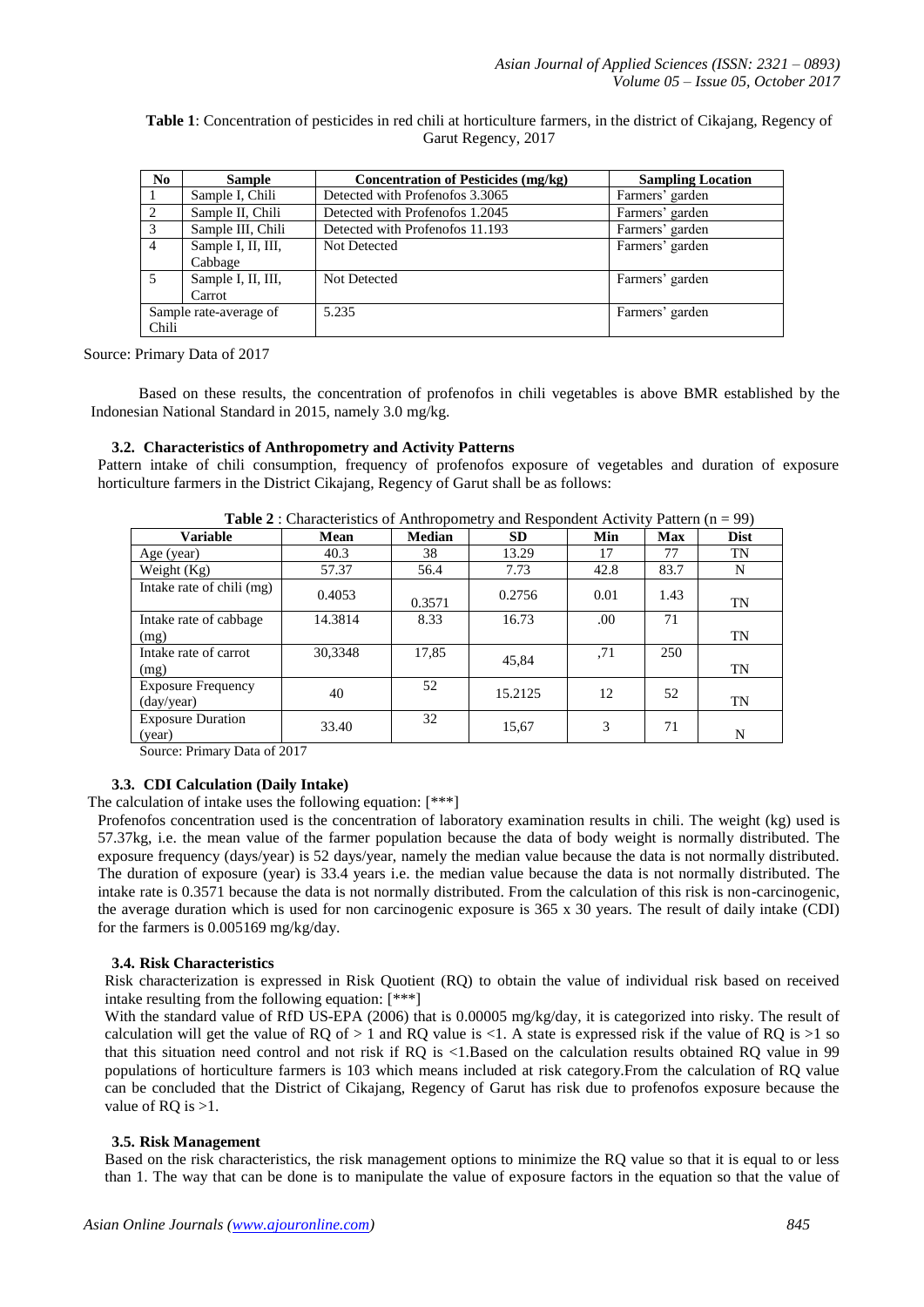**Table 1**: Concentration of pesticides in red chili at horticulture farmers, in the district of Cikajang, Regency of Garut Regency, 2017

| No | Sample | Concentration of Pesticides (mg/kg) | Sampling Location |
|---|---|---|---|
| 1 | Sample I, Chili | Detected with Profenofos 3.3065 | Farmers' garden |
| 2 | Sample II, Chili | Detected with Profenofos 1.2045 | Farmers' garden |
| 3 | Sample III, Chili | Detected with Profenofos 11.193 | Farmers' garden |
| 4 | Sample I, II, III, Cabbage | Not Detected | Farmers' garden |
| 5 | Sample I, II, III, Carrot | Not Detected | Farmers' garden |
| Sample rate-average of Chili | | 5.235 | Farmers' garden |

Source: Primary Data of 2017

Based on these results, the concentration of profenofos in chili vegetables is above BMR established by the Indonesian National Standard in 2015, namely 3.0 mg/kg.

### 3.2. Characteristics of Anthropometry and Activity Patterns

Pattern intake of chili consumption, frequency of profenofos exposure of vegetables and duration of exposure horticulture farmers in the District Cikajang, Regency of Garut shall be as follows:

**Table 2** : Characteristics of Anthropometry and Respondent Activity Pattern (n = 99)

| Variable | Mean | Median | SD | Min | Max | Dist |
|---|---|---|---|---|---|---|
| Age (year) | 40.3 | 38 | 13.29 | 17 | 77 | TN |
| Weight (Kg) | 57.37 | 56.4 | 7.73 | 42.8 | 83.7 | N |
| Intake rate of chili (mg) | 0.4053 | 0.3571 | 0.2756 | 0.01 | 1.43 | TN |
| Intake rate of cabbage (mg) | 14.3814 | 8.33 | 16.73 | .00 | 71 | TN |
| Intake rate of carrot (mg) | 30,3348 | 17,85 | 45,84 | ,71 | 250 | TN |
| Exposure Frequency (day/year) | 40 | 52 | 15.2125 | 12 | 52 | TN |
| Exposure Duration (year) | 33.40 | 32 | 15,67 | 3 | 71 | N |

Source: Primary Data of 2017

### 3.3. CDI Calculation (Daily Intake)

The calculation of intake uses the following equation: [***]

Profenofos concentration used is the concentration of laboratory examination results in chili. The weight (kg) used is 57.37kg, i.e. the mean value of the farmer population because the data of body weight is normally distributed. The exposure frequency (days/year) is 52 days/year, namely the median value because the data is not normally distributed. The duration of exposure (year) is 33.4 years i.e. the median value because the data is not normally distributed. The intake rate is 0.3571 because the data is not normally distributed. From the calculation of this risk is non-carcinogenic, the average duration which is used for non carcinogenic exposure is 365 x 30 years. The result of daily intake (CDI) for the farmers is 0.005169 mg/kg/day.

### 3.4. Risk Characteristics

Risk characterization is expressed in Risk Quotient (RQ) to obtain the value of individual risk based on received intake resulting from the following equation: [***]

With the standard value of RfD US-EPA (2006) that is 0.00005 mg/kg/day, it is categorized into risky. The result of calculation will get the value of RQ of > 1 and RQ value is <1. A state is expressed risk if the value of RQ is >1 so that this situation need control and not risk if RQ is <1.Based on the calculation results obtained RQ value in 99 populations of horticulture farmers is 103 which means included at risk category.From the calculation of RQ value can be concluded that the District of Cikajang, Regency of Garut has risk due to profenofos exposure because the value of RQ is >1.

### 3.5. Risk Management

Based on the risk characteristics, the risk management options to minimize the RQ value so that it is equal to or less than 1. The way that can be done is to manipulate the value of exposure factors in the equation so that the value of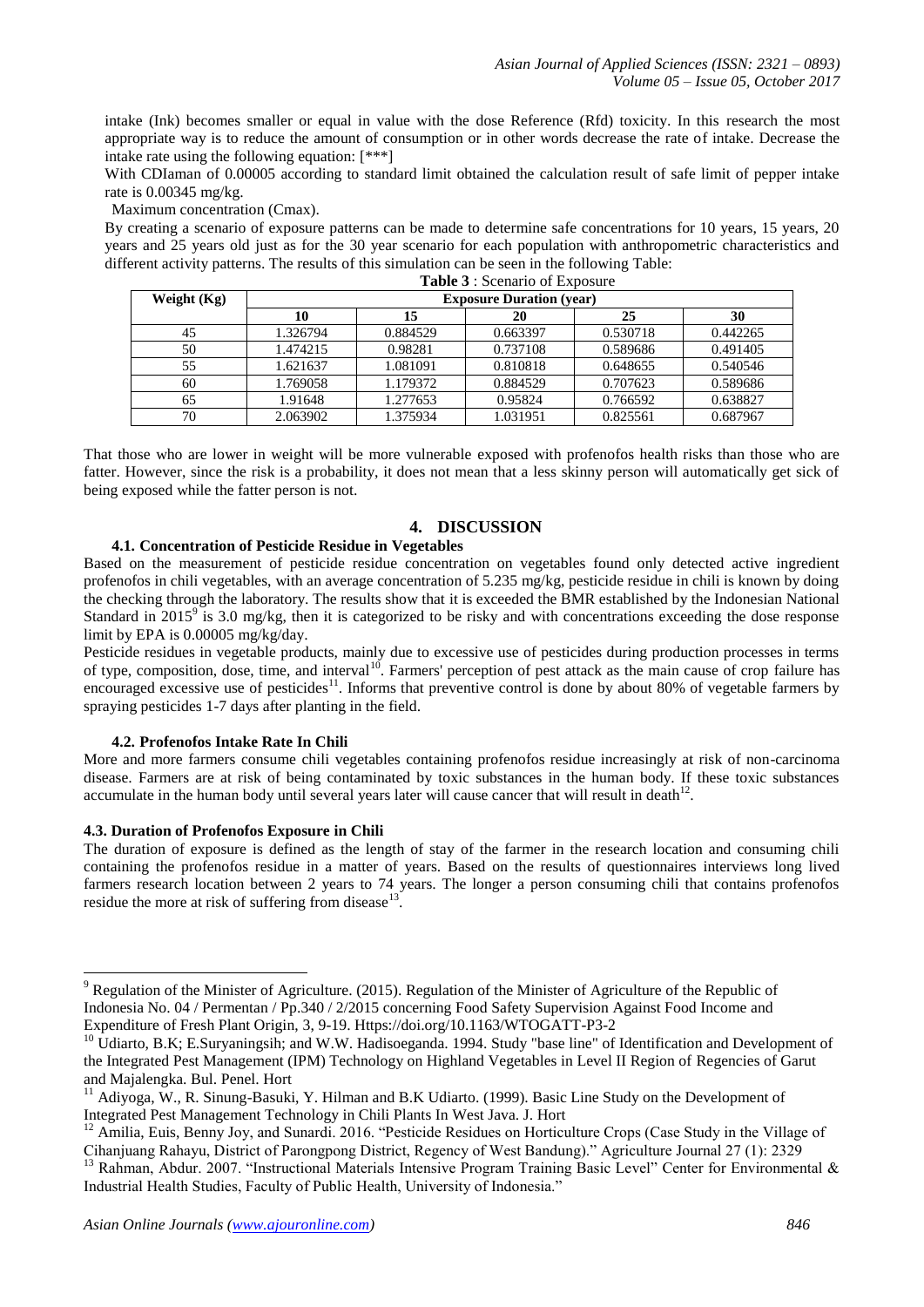intake (Ink) becomes smaller or equal in value with the dose Reference (Rfd) toxicity. In this research the most appropriate way is to reduce the amount of consumption or in other words decrease the rate of intake. Decrease the intake rate using the following equation: [***]

With CDIaman of 0.00005 according to standard limit obtained the calculation result of safe limit of pepper intake rate is 0.00345 mg/kg.

Maximum concentration (Cmax).

By creating a scenario of exposure patterns can be made to determine safe concentrations for 10 years, 15 years, 20 years and 25 years old just as for the 30 year scenario for each population with anthropometric characteristics and different activity patterns. The results of this simulation can be seen in the following Table:

**Table 3** : Scenario of Exposure

| Weight (Kg) | Exposure Duration (year) | | | | |
|---|---|---|---|---|---|
| | 10 | 15 | 20 | 25 | 30 |
| 45 | 1.326794 | 0.884529 | 0.663397 | 0.530718 | 0.442265 |
| 50 | 1.474215 | 0.98281 | 0.737108 | 0.589686 | 0.491405 |
| 55 | 1.621637 | 1.081091 | 0.810818 | 0.648655 | 0.540546 |
| 60 | 1.769058 | 1.179372 | 0.884529 | 0.707623 | 0.589686 |
| 65 | 1.91648 | 1.277653 | 0.95824 | 0.766592 | 0.638827 |
| 70 | 2.063902 | 1.375934 | 1.031951 | 0.825561 | 0.687967 |

That those who are lower in weight will be more vulnerable exposed with profenofos health risks than those who are fatter. However, since the risk is a probability, it does not mean that a less skinny person will automatically get sick of being exposed while the fatter person is not.

## 4. DISCUSSION

### 4.1. Concentration of Pesticide Residue in Vegetables

Based on the measurement of pesticide residue concentration on vegetables found only detected active ingredient profenofos in chili vegetables, with an average concentration of 5.235 mg/kg, pesticide residue in chili is known by doing the checking through the laboratory. The results show that it is exceeded the BMR established by the Indonesian National Standard in 2015[9] is 3.0 mg/kg, then it is categorized to be risky and with concentrations exceeding the dose response limit by EPA is 0.00005 mg/kg/day.

Pesticide residues in vegetable products, mainly due to excessive use of pesticides during production processes in terms of type, composition, dose, time, and interval[10]. Farmers' perception of pest attack as the main cause of crop failure has encouraged excessive use of pesticides[11]. Informs that preventive control is done by about 80% of vegetable farmers by spraying pesticides 1-7 days after planting in the field.

### 4.2. Profenofos Intake Rate In Chili

More and more farmers consume chili vegetables containing profenofos residue increasingly at risk of non-carcinoma disease. Farmers are at risk of being contaminated by toxic substances in the human body. If these toxic substances accumulate in the human body until several years later will cause cancer that will result in death[12].

### 4.3. Duration of Profenofos Exposure in Chili

The duration of exposure is defined as the length of stay of the farmer in the research location and consuming chili containing the profenofos residue in a matter of years. Based on the results of questionnaires interviews long lived farmers research location between 2 years to 74 years. The longer a person consuming chili that contains profenofos residue the more at risk of suffering from disease[13].

---

[9] Regulation of the Minister of Agriculture. (2015). Regulation of the Minister of Agriculture of the Republic of Indonesia No. 04 / Permentan / Pp.340 / 2/2015 concerning Food Safety Supervision Against Food Income and Expenditure of Fresh Plant Origin, 3, 9-19. Https://doi.org/10.1163/WTOGATT-P3-2

[10] Udiarto, B.K; E.Suryaningsih; and W.W. Hadisoeganda. 1994. Study "base line" of Identification and Development of the Integrated Pest Management (IPM) Technology on Highland Vegetables in Level II Region of Regencies of Garut and Majalengka. Bul. Penel. Hort

[11] Adiyoga, W., R. Sinung-Basuki, Y. Hilman and B.K Udiarto. (1999). Basic Line Study on the Development of Integrated Pest Management Technology in Chili Plants In West Java. J. Hort

[12] Amilia, Euis, Benny Joy, and Sunardi. 2016. "Pesticide Residues on Horticulture Crops (Case Study in the Village of Cihanjuang Rahayu, District of Parongpong District, Regency of West Bandung)." Agriculture Journal 27 (1): 2329

[13] Rahman, Abdur. 2007. "Instructional Materials Intensive Program Training Basic Level" Center for Environmental & Industrial Health Studies, Faculty of Public Health, University of Indonesia."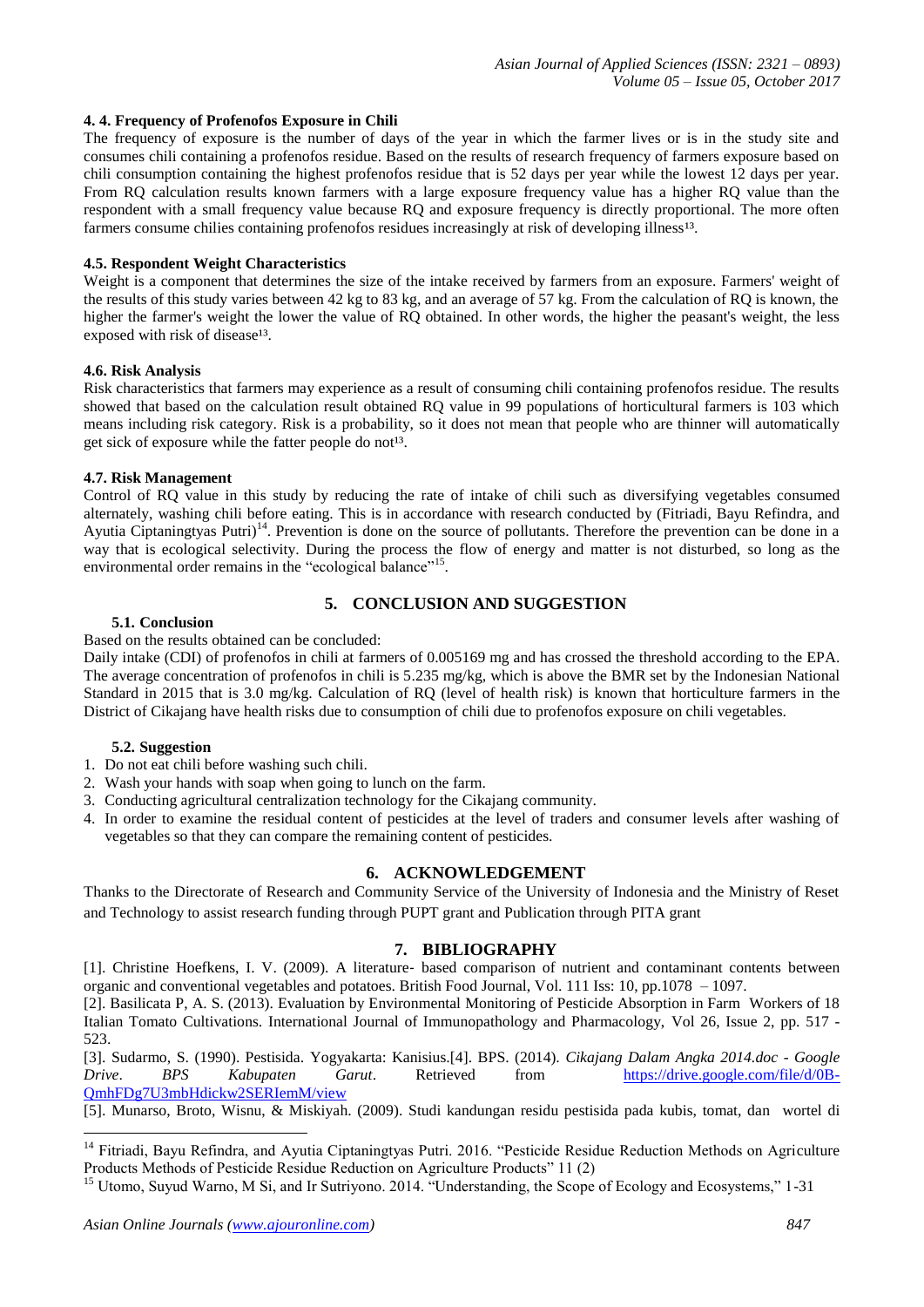### 4. 4. Frequency of Profenofos Exposure in Chili

The frequency of exposure is the number of days of the year in which the farmer lives or is in the study site and consumes chili containing a profenofos residue. Based on the results of research frequency of farmers exposure based on chili consumption containing the highest profenofos residue that is 52 days per year while the lowest 12 days per year. From RQ calculation results known farmers with a large exposure frequency value has a higher RQ value than the respondent with a small frequency value because RQ and exposure frequency is directly proportional. The more often farmers consume chilies containing profenofos residues increasingly at risk of developing illness[13].

### 4.5. Respondent Weight Characteristics

Weight is a component that determines the size of the intake received by farmers from an exposure. Farmers' weight of the results of this study varies between 42 kg to 83 kg, and an average of 57 kg. From the calculation of RQ is known, the higher the farmer's weight the lower the value of RQ obtained. In other words, the higher the peasant's weight, the less exposed with risk of disease[13].

### 4.6. Risk Analysis

Risk characteristics that farmers may experience as a result of consuming chili containing profenofos residue. The results showed that based on the calculation result obtained RQ value in 99 populations of horticultural farmers is 103 which means including risk category. Risk is a probability, so it does not mean that people who are thinner will automatically get sick of exposure while the fatter people do not[13].

### 4.7. Risk Management

Control of RQ value in this study by reducing the rate of intake of chili such as diversifying vegetables consumed alternately, washing chili before eating. This is in accordance with research conducted by (Fitriadi, Bayu Refindra, and Ayutia Ciptaningtyas Putri)[14]. Prevention is done on the source of pollutants. Therefore the prevention can be done in a way that is ecological selectivity. During the process the flow of energy and matter is not disturbed, so long as the environmental order remains in the "ecological balance"[15].

## 5. CONCLUSION AND SUGGESTION

### 5.1. Conclusion

Based on the results obtained can be concluded:

Daily intake (CDI) of profenofos in chili at farmers of 0.005169 mg and has crossed the threshold according to the EPA. The average concentration of profenofos in chili is 5.235 mg/kg, which is above the BMR set by the Indonesian National Standard in 2015 that is 3.0 mg/kg. Calculation of RQ (level of health risk) is known that horticulture farmers in the District of Cikajang have health risks due to consumption of chili due to profenofos exposure on chili vegetables.

### 5.2. Suggestion

1. Do not eat chili before washing such chili.
2. Wash your hands with soap when going to lunch on the farm.
3. Conducting agricultural centralization technology for the Cikajang community.
4. In order to examine the residual content of pesticides at the level of traders and consumer levels after washing of vegetables so that they can compare the remaining content of pesticides.

## 6. ACKNOWLEDGEMENT

Thanks to the Directorate of Research and Community Service of the University of Indonesia and the Ministry of Reset and Technology to assist research funding through PUPT grant and Publication through PITA grant

## 7. BIBLIOGRAPHY

[1]. Christine Hoefkens, I. V. (2009). A literature- based comparison of nutrient and contaminant contents between organic and conventional vegetables and potatoes. British Food Journal, Vol. 111 Iss: 10, pp.1078 – 1097.

[2]. Basilicata P, A. S. (2013). Evaluation by Environmental Monitoring of Pesticide Absorption in Farm Workers of 18 Italian Tomato Cultivations. International Journal of Immunopathology and Pharmacology, Vol 26, Issue 2, pp. 517 - 523.

[3]. Sudarmo, S. (1990). Pestisida. Yogyakarta: Kanisius.[4]. BPS. (2014). *Cikajang Dalam Angka 2014.doc - Google Drive*. *BPS Kabupaten Garut*. Retrieved from https://drive.google.com/file/d/0B-QmhFDg7U3mbHdickw2SERIemM/view

[5]. Munarso, Broto, Wisnu, & Miskiyah. (2009). Studi kandungan residu pestisida pada kubis, tomat, dan wortel di

---

[14] Fitriadi, Bayu Refindra, and Ayutia Ciptaningtyas Putri. 2016. "Pesticide Residue Reduction Methods on Agriculture Products Methods of Pesticide Residue Reduction on Agriculture Products" 11 (2)

[15] Utomo, Suyud Warno, M Si, and Ir Sutriyono. 2014. "Understanding, the Scope of Ecology and Ecosystems," 1-31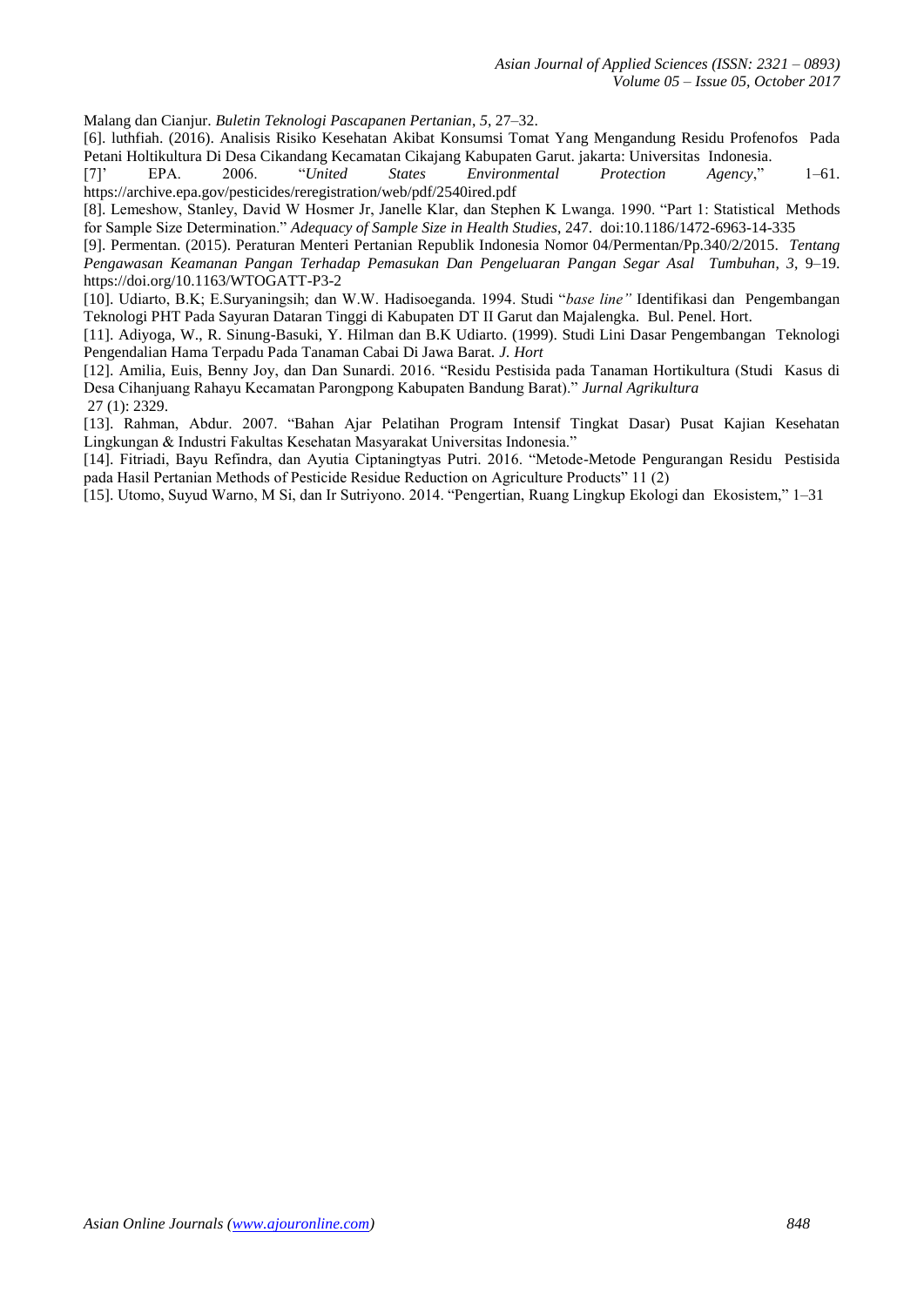Malang dan Cianjur. *Buletin Teknologi Pascapanen Pertanian*, *5*, 27–32.

[6]. luthfiah. (2016). Analisis Risiko Kesehatan Akibat Konsumsi Tomat Yang Mengandung Residu Profenofos Pada Petani Holtikultura Di Desa Cikandang Kecamatan Cikajang Kabupaten Garut. jakarta: Universitas Indonesia.

[7]' EPA. 2006. "*United States Environmental Protection Agency*," 1–61. https://archive.epa.gov/pesticides/reregistration/web/pdf/2540ired.pdf

[8]. Lemeshow, Stanley, David W Hosmer Jr, Janelle Klar, dan Stephen K Lwanga. 1990. "Part 1: Statistical Methods for Sample Size Determination." *Adequacy of Sample Size in Health Studies*, 247. doi:10.1186/1472-6963-14-335

[9]. Permentan. (2015). Peraturan Menteri Pertanian Republik Indonesia Nomor 04/Permentan/Pp.340/2/2015. *Tentang Pengawasan Keamanan Pangan Terhadap Pemasukan Dan Pengeluaran Pangan Segar Asal Tumbuhan*, *3*, 9–19. https://doi.org/10.1163/WTOGATT-P3-2

[10]. Udiarto, B.K; E.Suryaningsih; dan W.W. Hadisoeganda. 1994. Studi "*base line"* Identifikasi dan Pengembangan Teknologi PHT Pada Sayuran Dataran Tinggi di Kabupaten DT II Garut dan Majalengka. Bul. Penel. Hort.

[11]. Adiyoga, W., R. Sinung-Basuki, Y. Hilman dan B.K Udiarto. (1999). Studi Lini Dasar Pengembangan Teknologi Pengendalian Hama Terpadu Pada Tanaman Cabai Di Jawa Barat. *J. Hort*

[12]. Amilia, Euis, Benny Joy, dan Dan Sunardi. 2016. "Residu Pestisida pada Tanaman Hortikultura (Studi Kasus di Desa Cihanjuang Rahayu Kecamatan Parongpong Kabupaten Bandung Barat)." *Jurnal Agrikultura* 27 (1): 2329.

[13]. Rahman, Abdur. 2007. "Bahan Ajar Pelatihan Program Intensif Tingkat Dasar) Pusat Kajian Kesehatan Lingkungan & Industri Fakultas Kesehatan Masyarakat Universitas Indonesia."

[14]. Fitriadi, Bayu Refindra, dan Ayutia Ciptaningtyas Putri. 2016. "Metode-Metode Pengurangan Residu Pestisida pada Hasil Pertanian Methods of Pesticide Residue Reduction on Agriculture Products" 11 (2)

[15]. Utomo, Suyud Warno, M Si, dan Ir Sutriyono. 2014. "Pengertian, Ruang Lingkup Ekologi dan Ekosistem," 1–31